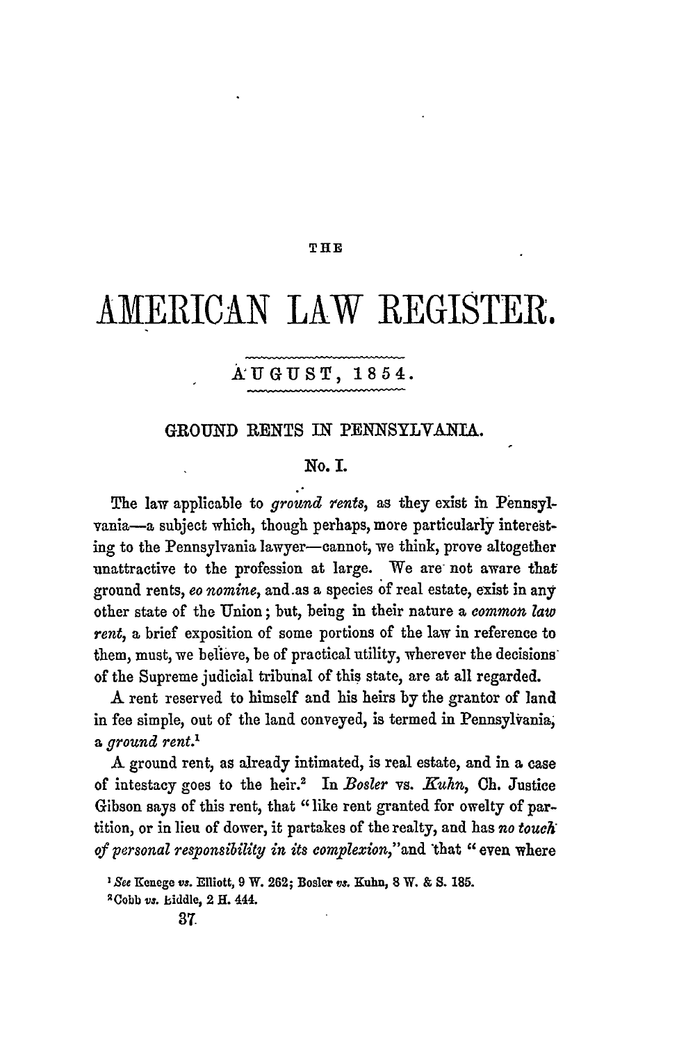THE

# AMERICAN LAW REGISTER.

AUGUST, 1854.

## GROUND RENTS IN PENNSYLVANIA.

### No. I.

The law applicable to *ground rents*, as they exist in Pennsylvania—a subject which, though perhaps, more particularly interesting to the Pennsylvania lawyer—cannot, we think, prove altogether unattractive to the profession at large. We are not aware that ground rents, *eo nomine*, and as a species of real estate, exist in any other state of the Union; but, being in their nature a *common law rent*, a brief exposition of some portions of the law in reference to them, must, we believe, be of practical utility, wherever the decisions of the Supreme judicial tribunal of this state, are at all regarded.

A rent reserved to himself and his heirs by the grantor of land in fee simple, out of the land conveyed, is termed in Pennsylvania, a *ground rent*.[1]

A ground rent, as already intimated, is real estate, and in a case of intestacy goes to the heir.[2] In *Bosler* vs. *Kuhn*, Ch. Justice Gibson says of this rent, that "like rent granted for owelty of partition, or in lieu of dower, it partakes of the realty, and has *no touch of personal responsibility in its complexion*," and that "even where

[1] *See* Kenege *vs.* Elliott, 9 W. 262; Bosler *vs.* Kuhn, 8 W. & S. 185.

[2] Cobb *vs.* Biddle, 2 H. 444.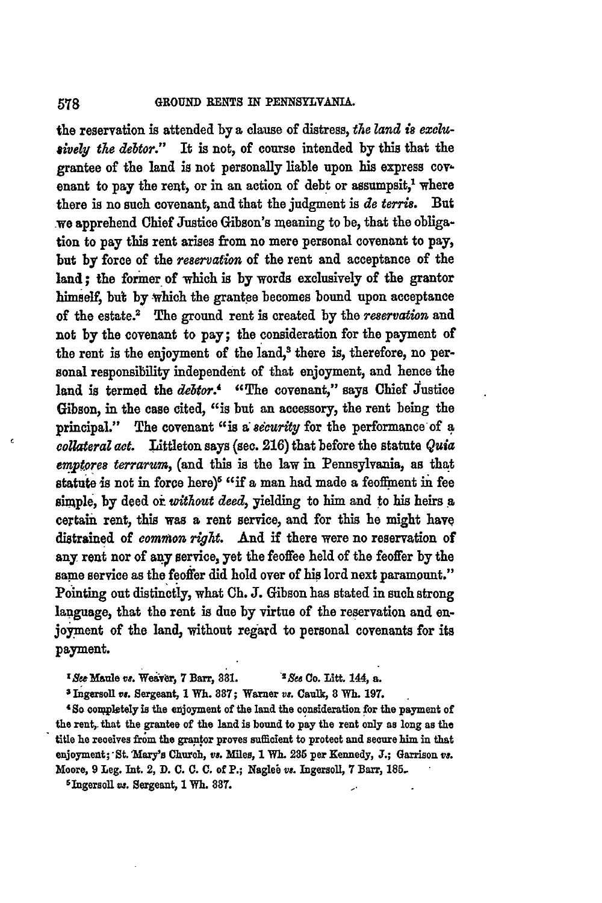the reservation is attended by a clause of distress, *the land is exclusively the debtor.*" It is not, of course intended by this that the grantee of the land is not personally liable upon his express covenant to pay the rent, or in an action of debt or assumpsit,[1] where there is no such covenant, and that the judgment is *de terris*. But we apprehend Chief Justice Gibson's meaning to be, that the obligation to pay this rent arises from no mere personal covenant to pay, but by force of the *reservation* of the rent and acceptance of the land; the former of which is by words exclusively of the grantor himself, but by which the grantee becomes bound upon acceptance of the estate.[2] The ground rent is created by the *reservation* and not by the covenant to pay; the consideration for the payment of the rent is the enjoyment of the land,[3] there is, therefore, no personal responsibility independent of that enjoyment, and hence the land is termed the *debtor*.[4] "The covenant," says Chief Justice Gibson, in the case cited, "is but an accessory, the rent being the principal." The covenant "is a *security* for the performance of a *collateral act*. Littleton says (sec. 216) that before the statute *Quia emptores terrarum*, (and this is the law in Pennsylvania, as that statute is not in force here)[5] "if a man had made a feoffment in fee simple, by deed or *without deed*, yielding to him and to his heirs a certain rent, this was a rent service, and for this he might have distrained of *common right*. And if there were no reservation of any rent nor of any service, yet the feoffee held of the feoffer by the same service as the feoffer did hold over of his lord next paramount." Pointing out distinctly, what Ch. J. Gibson has stated in such strong language, that the rent is due by virtue of the reservation and enjoyment of the land, without regard to personal covenants for its payment.

[1] *See* Maule *vs.* Weaver, 7 Barr, 331.
[2] *See* Co. Litt. 144, a.
[3] Ingersoll *vs.* Sergeant, 1 Wh. 337; Warner *vs.* Caulk, 3 Wh. 197.
[4] So completely is the enjoyment of the land the consideration for the payment of the rent, that the grantee of the land is bound to pay the rent only as long as the title he receives from the grantor proves sufficient to protect and secure him in that enjoyment; St. Mary's Church, *vs.* Miles, 1 Wh. 235 per Kennedy, J.; Garrison *vs.* Moore, 9 Leg. Int. 2, D. C. C. C. of P.; Naglee *vs.* Ingersoll, 7 Barr, 185.
[5] Ingersoll *vs.* Sergeant, 1 Wh. 337.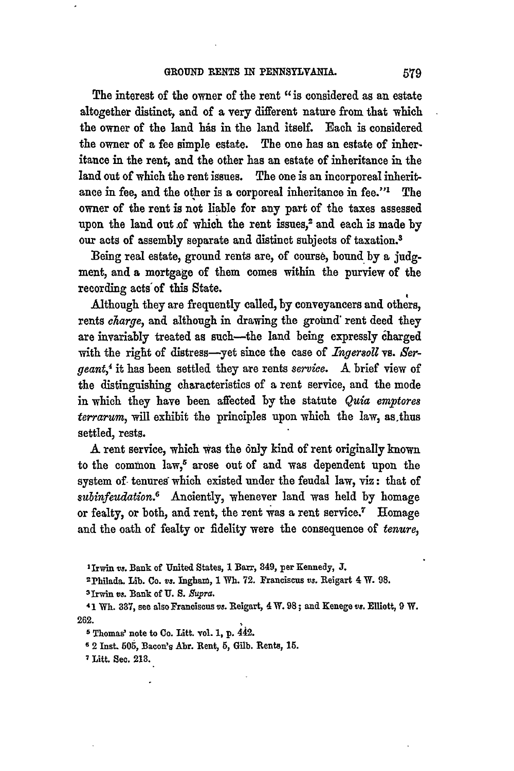The interest of the owner of the rent "is considered as an estate altogether distinct, and of a very different nature from that which the owner of the land has in the land itself. Each is considered the owner of a fee simple estate. The one has an estate of inheritance in the rent, and the other has an estate of inheritance in the land out of which the rent issues. The one is an incorporeal inheritance in fee, and the other is a corporeal inheritance in fee."[1] The owner of the rent is not liable for any part of the taxes assessed upon the land out of which the rent issues,[2] and each is made by our acts of assembly separate and distinct subjects of taxation.[3]

Being real estate, ground rents are, of course, bound by a judgment, and a mortgage of them comes within the purview of the recording acts of this State.

Although they are frequently called, by conveyancers and others, rents *charge*, and although in drawing the ground rent deed they are invariably treated as such—the land being expressly charged with the right of distress—yet since the case of *Ingersoll* vs. *Sergeant*,[4] it has been settled they are rents *service*. A brief view of the distinguishing characteristics of a rent service, and the mode in which they have been affected by the statute *Quia emptores terrarum*, will exhibit the principles upon which the law, as thus settled, rests.

A rent service, which was the only kind of rent originally known to the common law,[5] arose out of and was dependent upon the system of tenures which existed under the feudal law, viz: that of *subinfeudation*.[6] Anciently, whenever land was held by homage or fealty, or both, and rent, the rent was a rent service.[7] Homage and the oath of fealty or fidelity were the consequence of *tenure*,

---

[1] Irwin *vs.* Bank of United States, 1 Barr, 349, per Kennedy, J.

[2] Philada. Lib. Co. *vs.* Ingham, 1 Wh. 72. Franciscus *vs.* Reigart 4 W. 98.

[3] Irwin *vs.* Bank of U. S. *Supra.*

[4] 1 Wh. 337, see also Franciscus *vs.* Reigart, 4 W. 98; and Kenege *vs.* Elliott, 9 W. 262.

[5] Thomas' note to Co. Litt. vol. 1, p. 442.

[6] 2 Inst. 505, Bacon's Abr. Rent, 5, Gilb. Rents, 15.

[7] Litt. Sec. 213.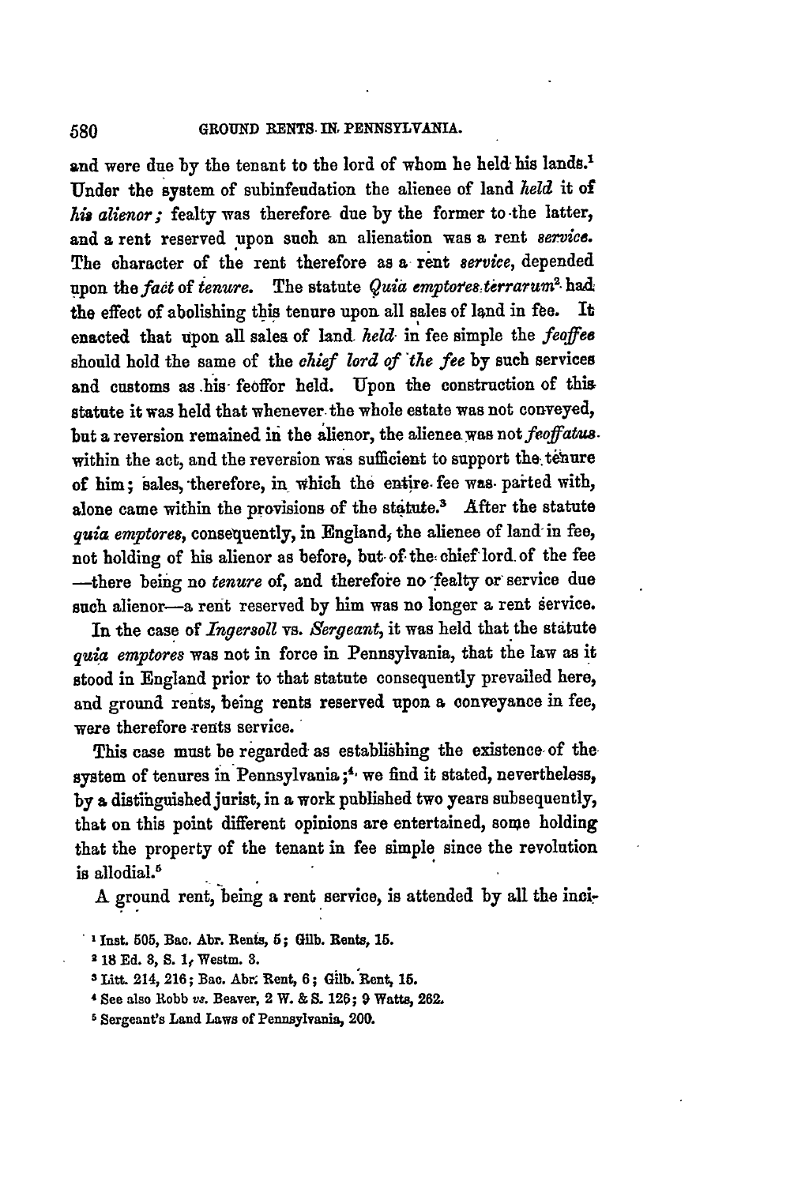and were due by the tenant to the lord of whom he held his lands.[1] Under the system of subinfeudation the alienee of land *held* it of *his alienor;* fealty was therefore due by the former to the latter, and a rent reserved upon such an alienation was a rent *service.* The character of the rent therefore as a rent *service,* depended upon the *fact* of *tenure.* The statute *Quia emptores terrarum*[2] had the effect of abolishing this tenure upon all sales of land in fee. It enacted that upon all sales of land *held* in fee simple the *feoffee* should hold the same of the *chief lord of the fee* by such services and customs as his feoffor held. Upon the construction of this statute it was held that whenever the whole estate was not conveyed, but a reversion remained in the alienor, the alienee was not *feoffatus* within the act, and the reversion was sufficient to support the tenure of him; sales, therefore, in which the entire fee was parted with, alone came within the provisions of the statute.[3] After the statute *quia emptores,* consequently, in England, the alienee of land in fee, not holding of his alienor as before, but of the chief lord of the fee —there being no *tenure* of, and therefore no fealty or service due such alienor—a rent reserved by him was no longer a rent service.

In the case of *Ingersoll* vs. *Sergeant,* it was held that the statute *quia emptores* was not in force in Pennsylvania, that the law as it stood in England prior to that statute consequently prevailed here, and ground rents, being rents reserved upon a conveyance in fee, were therefore rents service.

This case must be regarded as establishing the existence of the system of tenures in Pennsylvania;[4] we find it stated, nevertheless, by a distinguished jurist, in a work published two years subsequently, that on this point different opinions are entertained, some holding that the property of the tenant in fee simple since the revolution is allodial.[5]

A ground rent, being a rent service, is attended by all the inci-

---

[1] Inst. 505, Bac. Abr. Rents, 5; Gilb. Rents, 15.

[2] 18 Ed. 3, S. 1, Westm. 3.

[3] Litt. 214, 216; Bac. Abr. Rent, 6; Gilb. Rent, 15.

[4] See also Robb *vs.* Beaver, 2 W. & S. 126; 9 Watts, 262.

[5] Sergeant's Land Laws of Pennsylvania, 200.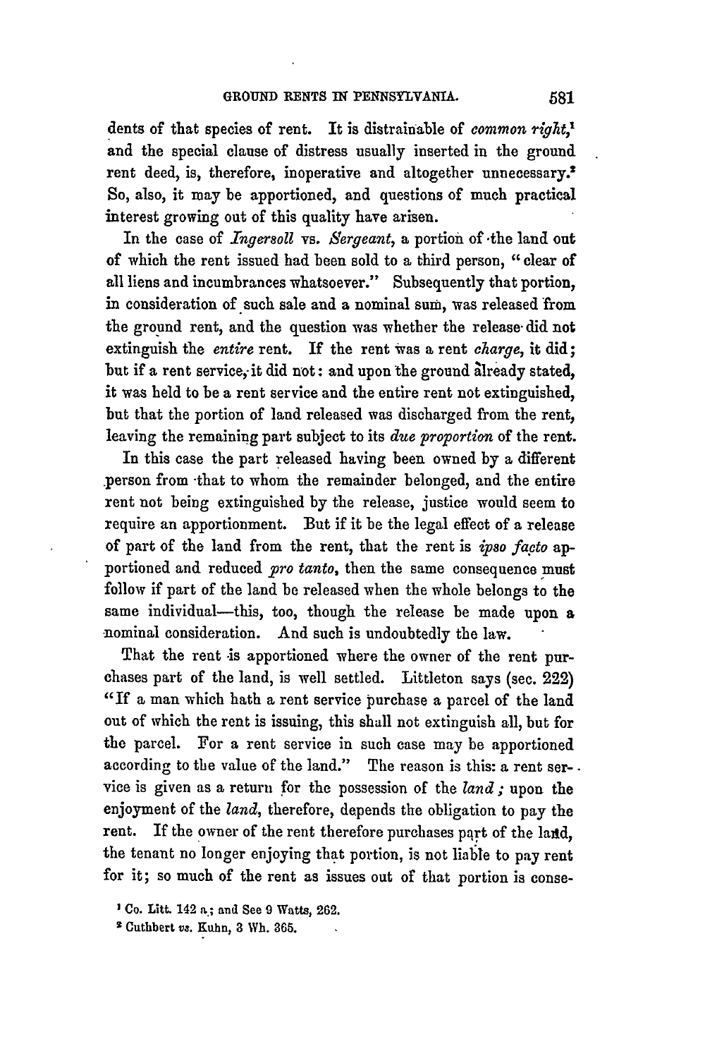dents of that species of rent. It is distrainable of *common right*,[1] and the special clause of distress usually inserted in the ground rent deed, is, therefore, inoperative and altogether unnecessary.[2] So, also, it may be apportioned, and questions of much practical interest growing out of this quality have arisen.

In the case of *Ingersoll* vs. *Sergeant*, a portion of the land out of which the rent issued had been sold to a third person, "clear of all liens and incumbrances whatsoever." Subsequently that portion, in consideration of such sale and a nominal sum, was released from the ground rent, and the question was whether the release did not extinguish the *entire* rent. If the rent was a rent *charge*, it did; but if a rent service, it did not: and upon the ground already stated, it was held to be a rent service and the entire rent not extinguished, but that the portion of land released was discharged from the rent, leaving the remaining part subject to its *due proportion* of the rent.

In this case the part released having been owned by a different person from that to whom the remainder belonged, and the entire rent not being extinguished by the release, justice would seem to require an apportionment. But if it be the legal effect of a release of part of the land from the rent, that the rent is *ipso facto* apportioned and reduced *pro tanto*, then the same consequence must follow if part of the land be released when the whole belongs to the same individual—this, too, though the release be made upon a nominal consideration. And such is undoubtedly the law.

That the rent is apportioned where the owner of the rent purchases part of the land, is well settled. Littleton says (sec. 222) "If a man which hath a rent service purchase a parcel of the land out of which the rent is issuing, this shall not extinguish all, but for the parcel. For a rent service in such case may be apportioned according to the value of the land." The reason is this: a rent service is given as a return for the possession of the *land*; upon the enjoyment of the *land*, therefore, depends the obligation to pay the rent. If the owner of the rent therefore purchases part of the land, the tenant no longer enjoying that portion, is not liable to pay rent for it; so much of the rent as issues out of that portion is conse-

[1] Co. Litt. 142 a.; and See 9 Watts, 262.

[2] Cuthbert vs. Kuhn, 3 Wh. 365.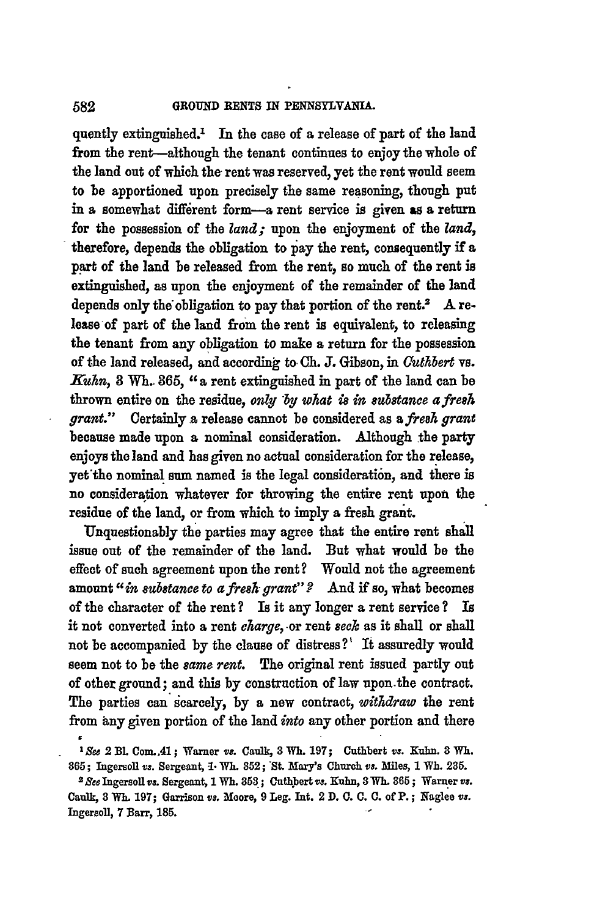quently extinguished.[1] In the case of a release of part of the land from the rent—although the tenant continues to enjoy the whole of the land out of which the rent was reserved, yet the rent would seem to be apportioned upon precisely the same reasoning, though put in a somewhat different form—a rent service is given as a return for the possession of the *land;* upon the enjoyment of the *land,* therefore, depends the obligation to pay the rent, consequently if a part of the land be released from the rent, so much of the rent is extinguished, as upon the enjoyment of the remainder of the land depends only the obligation to pay that portion of the rent.[2] A release of part of the land from the rent is equivalent, to releasing the tenant from any obligation to make a return for the possession of the land released, and according to Ch. J. Gibson, in *Cuthbert* vs. *Kuhn,* 3 Wh. 365, "a rent extinguished in part of the land can be thrown entire on the residue, *only by what is in substance a fresh grant.*" Certainly a release cannot be considered as a *fresh grant* because made upon a nominal consideration. Although the party enjoys the land and has given no actual consideration for the release, yet the nominal sum named is the legal consideration, and there is no consideration whatever for throwing the entire rent upon the residue of the land, or from which to imply a fresh grant.

Unquestionably the parties may agree that the entire rent shall issue out of the remainder of the land. But what would be the effect of such agreement upon the rent? Would not the agreement amount "*in substance to a fresh grant*"? And if so, what becomes of the character of the rent? Is it any longer a rent service? Is it not converted into a rent *charge,* or rent *seck* as it shall or shall not be accompanied by the clause of distress? It assuredly would seem not to be the *same rent.* The original rent issued partly out of other ground; and this by construction of law upon the contract. The parties can scarcely, by a new contract, *withdraw* the rent from any given portion of the land *into* any other portion and there

[1] *See* 2 Bl. Com. 41; Warner *vs.* Caulk, 3 Wh. 197; Cuthbert *vs.* Kuhn. 3 Wh. 365; Ingersoll *vs.* Sergeant, 1 Wh. 352; St. Mary's Church *vs.* Miles, 1 Wh. 235.

[2] *See* Ingersoll *vs.* Sergeant, 1 Wh. 353; Cuthbert *vs.* Kuhn, 3 Wh. 365; Warner *vs.* Caulk, 3 Wh. 197; Garrison *vs.* Moore, 9 Leg. Int. 2 D. C. C. C. of P.; Naglee *vs.* Ingersoll, 7 Barr, 185.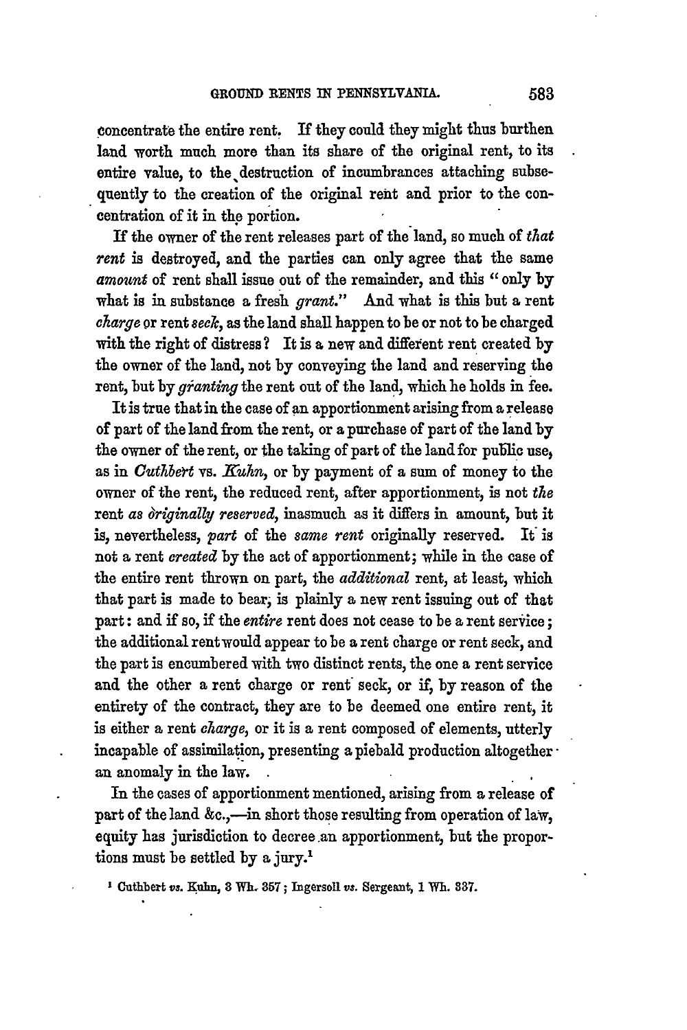concentrate the entire rent. If they could they might thus burthen land worth much more than its share of the original rent, to its entire value, to the destruction of incumbrances attaching subsequently to the creation of the original rent and prior to the concentration of it in the portion.

If the owner of the rent releases part of the land, so much of *that rent* is destroyed, and the parties can only agree that the same *amount* of rent shall issue out of the remainder, and this "only by what is in substance a fresh *grant*." And what is this but a rent *charge* or rent *seck*, as the land shall happen to be or not to be charged with the right of distress? It is a new and different rent created by the owner of the land, not by conveying the land and reserving the rent, but by *granting* the rent out of the land, which he holds in fee.

It is true that in the case of an apportionment arising from a release of part of the land from the rent, or a purchase of part of the land by the owner of the rent, or the taking of part of the land for public use, as in *Cuthbert* vs. *Kuhn*, or by payment of a sum of money to the owner of the rent, the reduced rent, after apportionment, is not *the* rent *as originally reserved*, inasmuch as it differs in amount, but it is, nevertheless, *part* of the *same rent* originally reserved. It is not a rent *created* by the act of apportionment; while in the case of the entire rent thrown on part, the *additional* rent, at least, which that part is made to bear, is plainly a new rent issuing out of that part: and if so, if the *entire* rent does not cease to be a rent service; the additional rent would appear to be a rent charge or rent seck, and the part is encumbered with two distinct rents, the one a rent service and the other a rent charge or rent seck, or if, by reason of the entirety of the contract, they are to be deemed one entire rent, it is either a rent *charge*, or it is a rent composed of elements, utterly incapable of assimilation, presenting a piebald production altogether an anomaly in the law.

In the cases of apportionment mentioned, arising from a release of part of the land &c.,—in short those resulting from operation of law, equity has jurisdiction to decree an apportionment, but the proportions must be settled by a jury.[1]

[1] Cuthbert *vs.* Kuhn, 3 Wh. 357; Ingersoll *vs.* Sergeant, 1 Wh. 337.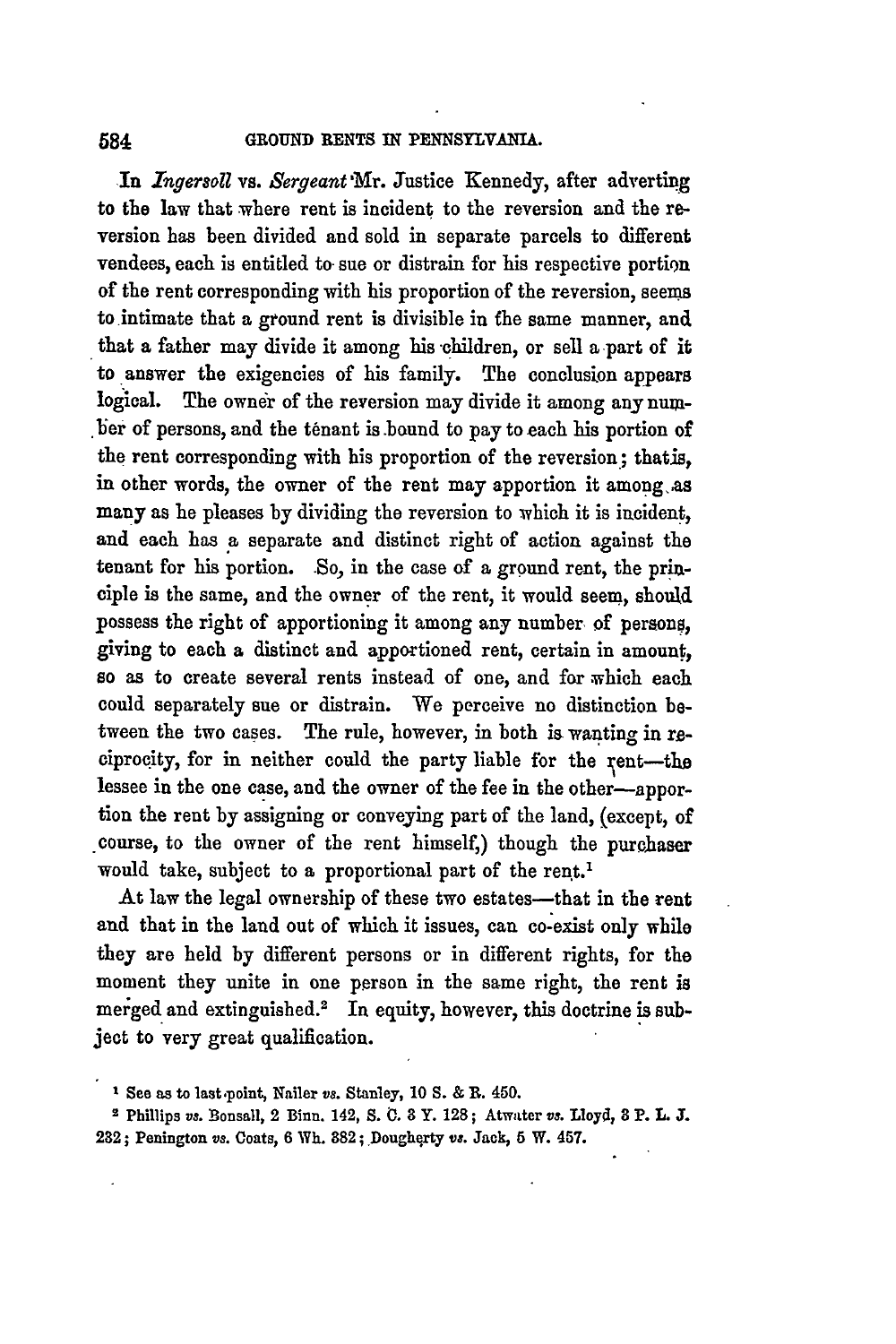In *Ingersoll* vs. *Sergeant* Mr. Justice Kennedy, after adverting to the law that where rent is incident to the reversion and the reversion has been divided and sold in separate parcels to different vendees, each is entitled to sue or distrain for his respective portion of the rent corresponding with his proportion of the reversion, seems to intimate that a ground rent is divisible in the same manner, and that a father may divide it among his children, or sell a part of it to answer the exigencies of his family. The conclusion appears logical. The owner of the reversion may divide it among any number of persons, and the tenant is bound to pay to each his portion of the rent corresponding with his proportion of the reversion; that is, in other words, the owner of the rent may apportion it among as many as he pleases by dividing the reversion to which it is incident, and each has a separate and distinct right of action against the tenant for his portion. So, in the case of a ground rent, the principle is the same, and the owner of the rent, it would seem, should possess the right of apportioning it among any number of persons, giving to each a distinct and apportioned rent, certain in amount, so as to create several rents instead of one, and for which each could separately sue or distrain. We perceive no distinction between the two cases. The rule, however, in both is wanting in reciprocity, for in neither could the party liable for the rent—the lessee in the one case, and the owner of the fee in the other—apportion the rent by assigning or conveying part of the land, (except, of course, to the owner of the rent himself,) though the purchaser would take, subject to a proportional part of the rent.[1]

At law the legal ownership of these two estates—that in the rent and that in the land out of which it issues, can co-exist only while they are held by different persons or in different rights, for the moment they unite in one person in the same right, the rent is merged and extinguished.[2] In equity, however, this doctrine is subject to very great qualification.

[1] See as to last point, Nailer *vs.* Stanley, 10 S. & R. 450.

[2] Phillips *vs.* Bonsall, 2 Binn. 142, S. C. 3 Y. 128; Atwater *vs.* Lloyd, 3 P. L. J. 232; Penington *vs.* Coats, 6 Wh. 382; Dougherty *vs.* Jack, 5 W. 457.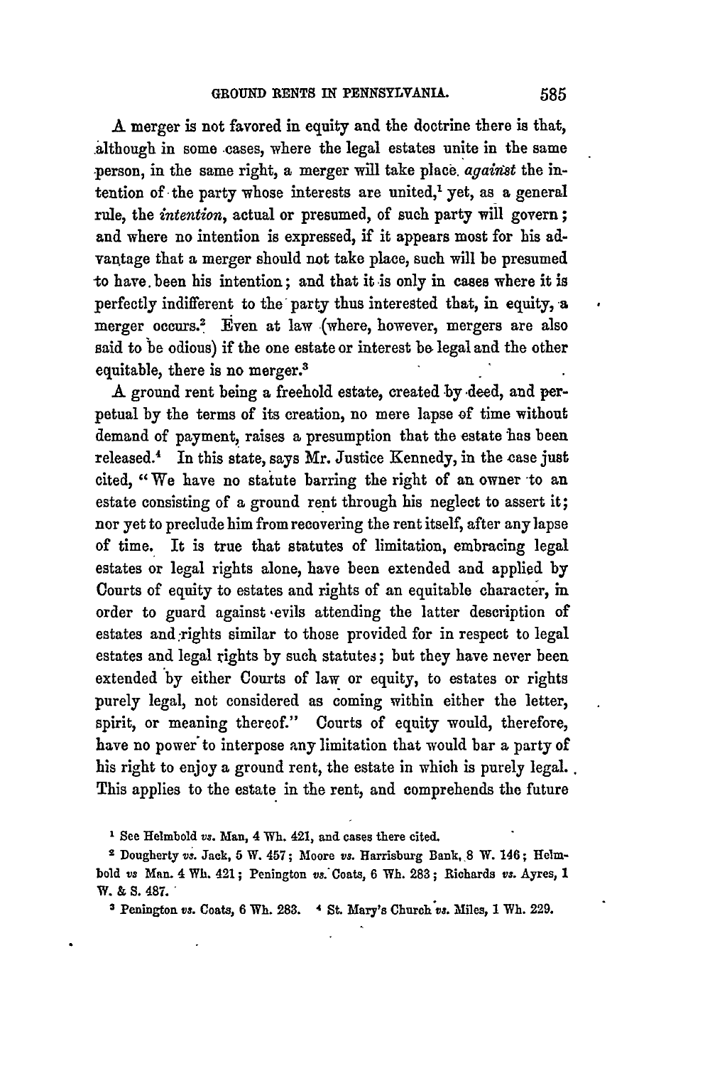A merger is not favored in equity and the doctrine there is that, although in some cases, where the legal estates unite in the same person, in the same right, a merger will take place *against* the intention of the party whose interests are united,[1] yet, as a general rule, the *intention*, actual or presumed, of such party will govern; and where no intention is expressed, if it appears most for his advantage that a merger should not take place, such will be presumed to have been his intention; and that it is only in cases where it is perfectly indifferent to the party thus interested that, in equity, a merger occurs.[2] Even at law (where, however, mergers are also said to be odious) if the one estate or interest be legal and the other equitable, there is no merger.[3]

A ground rent being a freehold estate, created by deed, and perpetual by the terms of its creation, no mere lapse of time without demand of payment, raises a presumption that the estate has been released.[4] In this state, says Mr. Justice Kennedy, in the case just cited, "We have no statute barring the right of an owner to an estate consisting of a ground rent through his neglect to assert it; nor yet to preclude him from recovering the rent itself, after any lapse of time. It is true that statutes of limitation, embracing legal estates or legal rights alone, have been extended and applied by Courts of equity to estates and rights of an equitable character, in order to guard against evils attending the latter description of estates and rights similar to those provided for in respect to legal estates and legal rights by such statutes; but they have never been extended by either Courts of law or equity, to estates or rights purely legal, not considered as coming within either the letter, spirit, or meaning thereof." Courts of equity would, therefore, have no power to interpose any limitation that would bar a party of his right to enjoy a ground rent, the estate in which is purely legal. This applies to the estate in the rent, and comprehends the future

[1] See Helmbold *vs.* Man, 4 Wh. 421, and cases there cited.

[2] Dougherty *vs.* Jack, 5 W. 457; Moore *vs.* Harrisburg Bank, 8 W. 146; Helmbold *vs* Man. 4 Wh. 421; Penington *vs.* Coats, 6 Wh. 283; Richards *vs.* Ayres, 1 W. & S. 487.

[3] Penington *vs.* Coats, 6 Wh. 283.

[4] St. Mary's Church *vs.* Miles, 1 Wh. 229.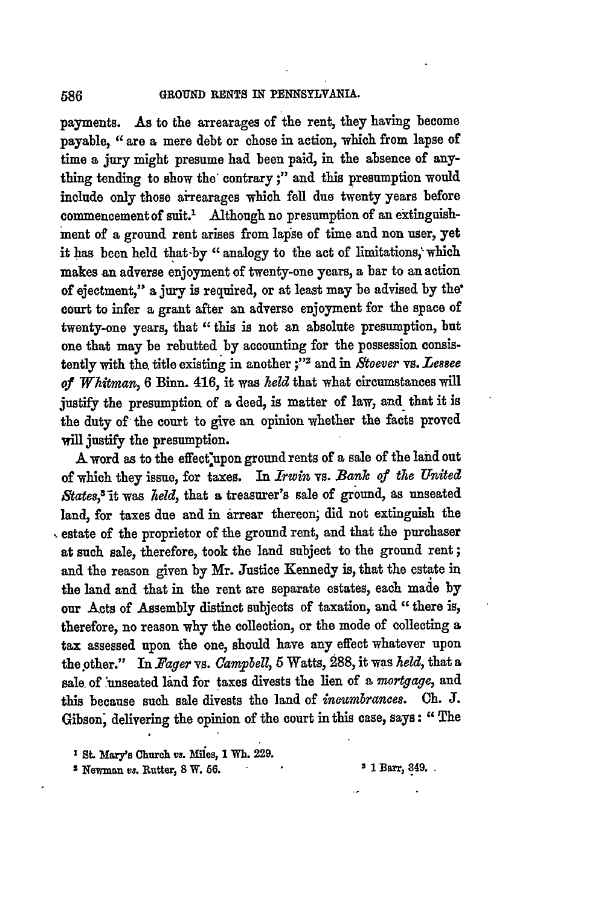payments. As to the arrearages of the rent, they having become payable, "are a mere debt or chose in action, which from lapse of time a jury might presume had been paid, in the absence of anything tending to show the contrary;" and this presumption would include only those arrearages which fell due twenty years before commencement of suit.[1] Although no presumption of an extinguishment of a ground rent arises from lapse of time and non user, yet it has been held that by "analogy to the act of limitations, which makes an adverse enjoyment of twenty-one years, a bar to an action of ejectment," a jury is required, or at least may be advised by the court to infer a grant after an adverse enjoyment for the space of twenty-one years, that "this is not an absolute presumption, but one that may be rebutted by accounting for the possession consistently with the title existing in another;"[2] and in *Stoever* vs. *Lessee of Whitman*, 6 Binn. 416, it was *held* that what circumstances will justify the presumption of a deed, is matter of law, and that it is the duty of the court to give an opinion whether the facts proved will justify the presumption.

A word as to the effect upon ground rents of a sale of the land out of which they issue, for taxes. In *Irwin* vs. *Bank of the United States*,[3] it was *held*, that a treasurer's sale of ground, as unseated land, for taxes due and in arrear thereon, did not extinguish the estate of the proprietor of the ground rent, and that the purchaser at such sale, therefore, took the land subject to the ground rent; and the reason given by Mr. Justice Kennedy is, that the estate in the land and that in the rent are separate estates, each made by our Acts of Assembly distinct subjects of taxation, and "there is, therefore, no reason why the collection, or the mode of collecting a tax assessed upon the one, should have any effect whatever upon the other." In *Fager* vs. *Campbell*, 5 Watts, 288, it was *held*, that a sale of unseated land for taxes divests the lien of a *mortgage*, and this because such sale divests the land of *incumbrances*. Ch. J. Gibson, delivering the opinion of the court in this case, says: "The

[1] St. Mary's Church *vs.* Miles, 1 Wh. 229.

[2] Newman *vs.* Rutter, 8 W. 56.

[3] 1 Barr, 349.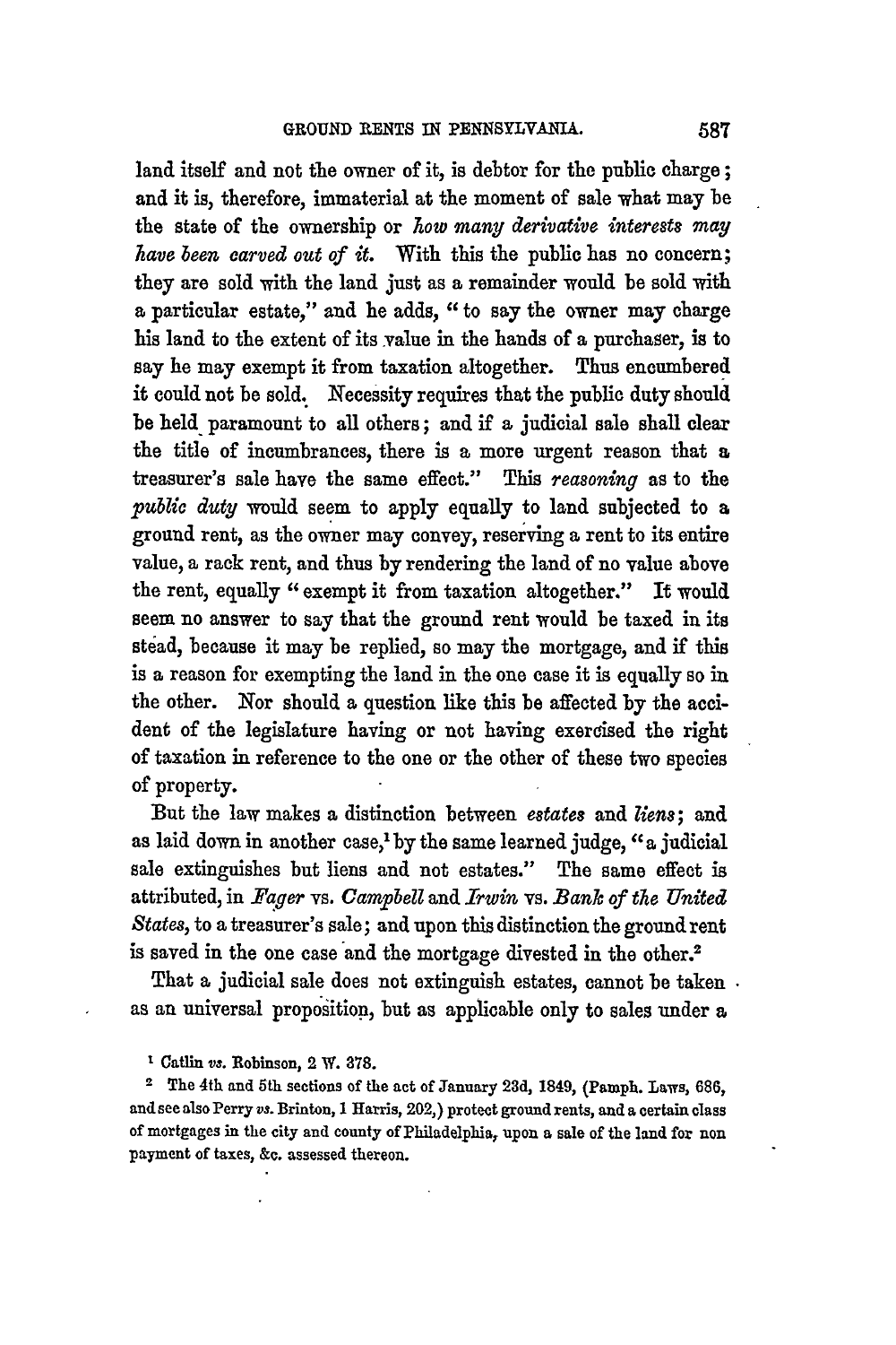land itself and not the owner of it, is debtor for the public charge; and it is, therefore, immaterial at the moment of sale what may be the state of the ownership or *how many derivative interests may have been carved out of it.* With this the public has no concern; they are sold with the land just as a remainder would be sold with a particular estate," and he adds, "to say the owner may charge his land to the extent of its value in the hands of a purchaser, is to say he may exempt it from taxation altogether. Thus encumbered it could not be sold. Necessity requires that the public duty should be held paramount to all others; and if a judicial sale shall clear the title of incumbrances, there is a more urgent reason that a treasurer's sale have the same effect." This *reasoning* as to the *public duty* would seem to apply equally to land subjected to a ground rent, as the owner may convey, reserving a rent to its entire value, a rack rent, and thus by rendering the land of no value above the rent, equally "exempt it from taxation altogether." It would seem no answer to say that the ground rent would be taxed in its stead, because it may be replied, so may the mortgage, and if this is a reason for exempting the land in the one case it is equally so in the other. Nor should a question like this be affected by the accident of the legislature having or not having exercised the right of taxation in reference to the one or the other of these two species of property.

But the law makes a distinction between *estates* and *liens*; and as laid down in another case,[1] by the same learned judge, "a judicial sale extinguishes but liens and not estates." The same effect is attributed, in *Fager* vs. *Campbell* and *Irwin* vs. *Bank of the United States*, to a treasurer's sale; and upon this distinction the ground rent is saved in the one case and the mortgage divested in the other.[2]

That a judicial sale does not extinguish estates, cannot be taken as an universal proposition, but as applicable only to sales under a

[1] Catlin *vs.* Robinson, 2 W. 378.

[2] The 4th and 5th sections of the act of January 23d, 1849, (Pamph. Laws, 686, and see also Perry *vs.* Brinton, 1 Harris, 202,) protect ground rents, and a certain class of mortgages in the city and county of Philadelphia, upon a sale of the land for non payment of taxes, &c. assessed thereon.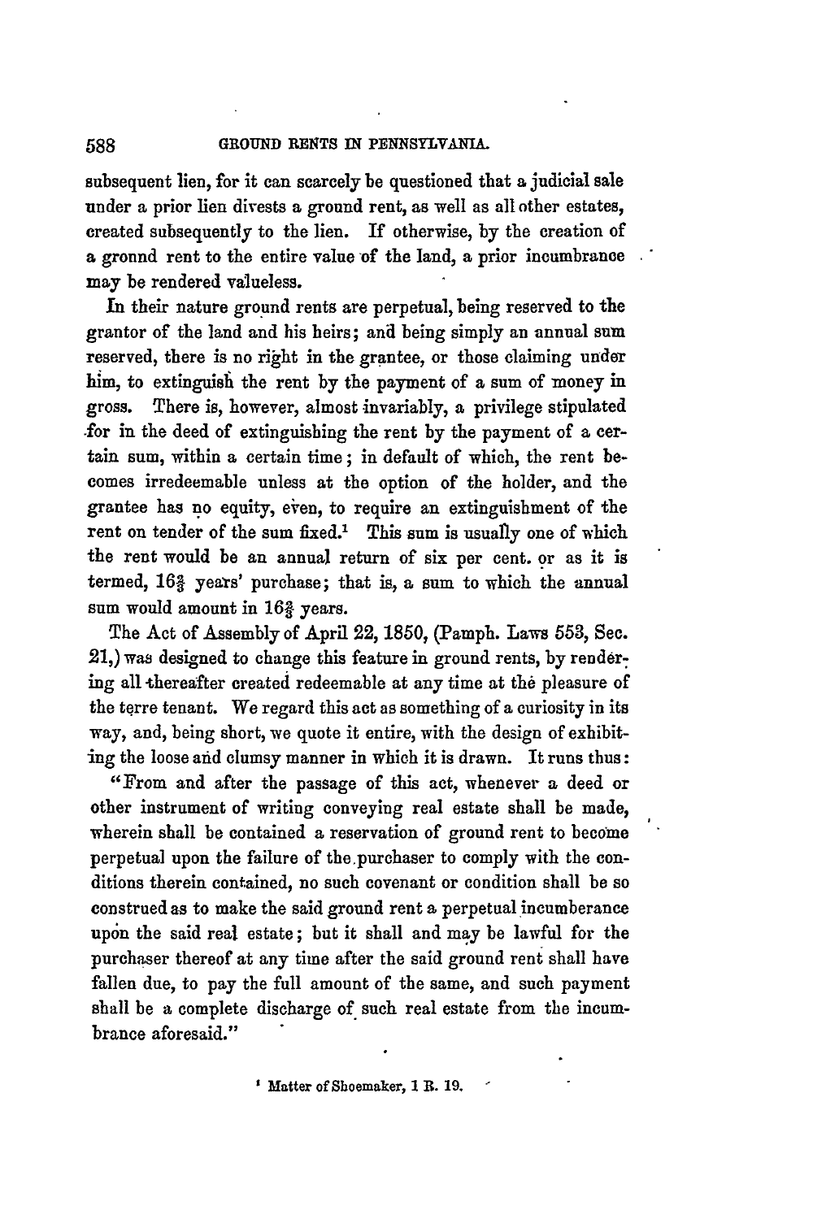subsequent lien, for it can scarcely be questioned that a judicial sale under a prior lien divests a ground rent, as well as all other estates, created subsequently to the lien. If otherwise, by the creation of a gronnd rent to the entire value of the land, a prior incumbrance may be rendered valueless.

In their nature ground rents are perpetual, being reserved to the grantor of the land and his heirs; and being simply an annual sum reserved, there is no right in the grantee, or those claiming under him, to extinguish the rent by the payment of a sum of money in gross. There is, however, almost invariably, a privilege stipulated for in the deed of extinguishing the rent by the payment of a certain sum, within a certain time; in default of which, the rent becomes irredeemable unless at the option of the holder, and the grantee has no equity, even, to require an extinguishment of the rent on tender of the sum fixed.[1] This sum is usually one of which the rent would be an annual return of six per cent. or as it is termed, 16⅔ years' purchase; that is, a sum to which the annual sum would amount in 16⅔ years.

The Act of Assembly of April 22, 1850, (Pamph. Laws 553, Sec. 21,) was designed to change this feature in ground rents, by rendering all thereafter created redeemable at any time at the pleasure of the terre tenant. We regard this act as something of a curiosity in its way, and, being short, we quote it entire, with the design of exhibiting the loose and clumsy manner in which it is drawn. It runs thus:

"From and after the passage of this act, whenever a deed or other instrument of writing conveying real estate shall be made, wherein shall be contained a reservation of ground rent to become perpetual upon the failure of the purchaser to comply with the conditions therein contained, no such covenant or condition shall be so construed as to make the said ground rent a perpetual incumberance upon the said real estate; but it shall and may be lawful for the purchaser thereof at any time after the said ground rent shall have fallen due, to pay the full amount of the same, and such payment shall be a complete discharge of such real estate from the incumbrance aforesaid."

[1] Matter of Shoemaker, 1 R. 19.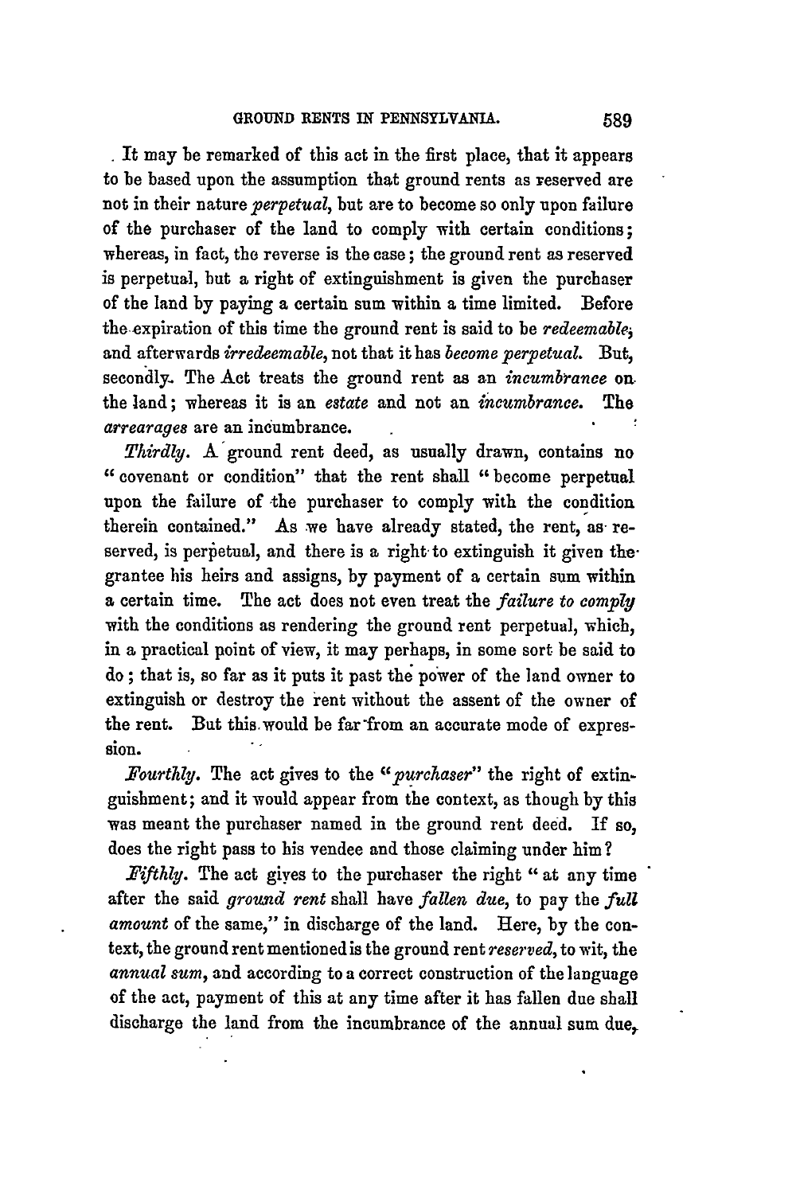It may be remarked of this act in the first place, that it appears to be based upon the assumption that ground rents as reserved are not in their nature *perpetual*, but are to become so only upon failure of the purchaser of the land to comply with certain conditions; whereas, in fact, the reverse is the case; the ground rent as reserved is perpetual, but a right of extinguishment is given the purchaser of the land by paying a certain sum within a time limited. Before the expiration of this time the ground rent is said to be *redeemable*; and afterwards *irredeemable*, not that it has *become perpetual*. But, secondly. The Act treats the ground rent as an *incumbrance* on the land; whereas it is an *estate* and not an *incumbrance*. The *arrearages* are an incumbrance.

*Thirdly*. A ground rent deed, as usually drawn, contains no "covenant or condition" that the rent shall "become perpetual upon the failure of the purchaser to comply with the condition therein contained." As we have already stated, the rent, as reserved, is perpetual, and there is a right to extinguish it given the grantee his heirs and assigns, by payment of a certain sum within a certain time. The act does not even treat the *failure to comply* with the conditions as rendering the ground rent perpetual, which, in a practical point of view, it may perhaps, in some sort be said to do; that is, so far as it puts it past the power of the land owner to extinguish or destroy the rent without the assent of the owner of the rent. But this would be far from an accurate mode of expression.

*Fourthly*. The act gives to the "*purchaser*" the right of extinguishment; and it would appear from the context, as though by this was meant the purchaser named in the ground rent deed. If so, does the right pass to his vendee and those claiming under him?

*Fifthly*. The act gives to the purchaser the right "at any time after the said *ground rent* shall have *fallen due*, to pay the *full amount* of the same," in discharge of the land. Here, by the context, the ground rent mentioned is the ground rent *reserved*, to wit, the *annual sum*, and according to a correct construction of the language of the act, payment of this at any time after it has fallen due shall discharge the land from the incumbrance of the annual sum due,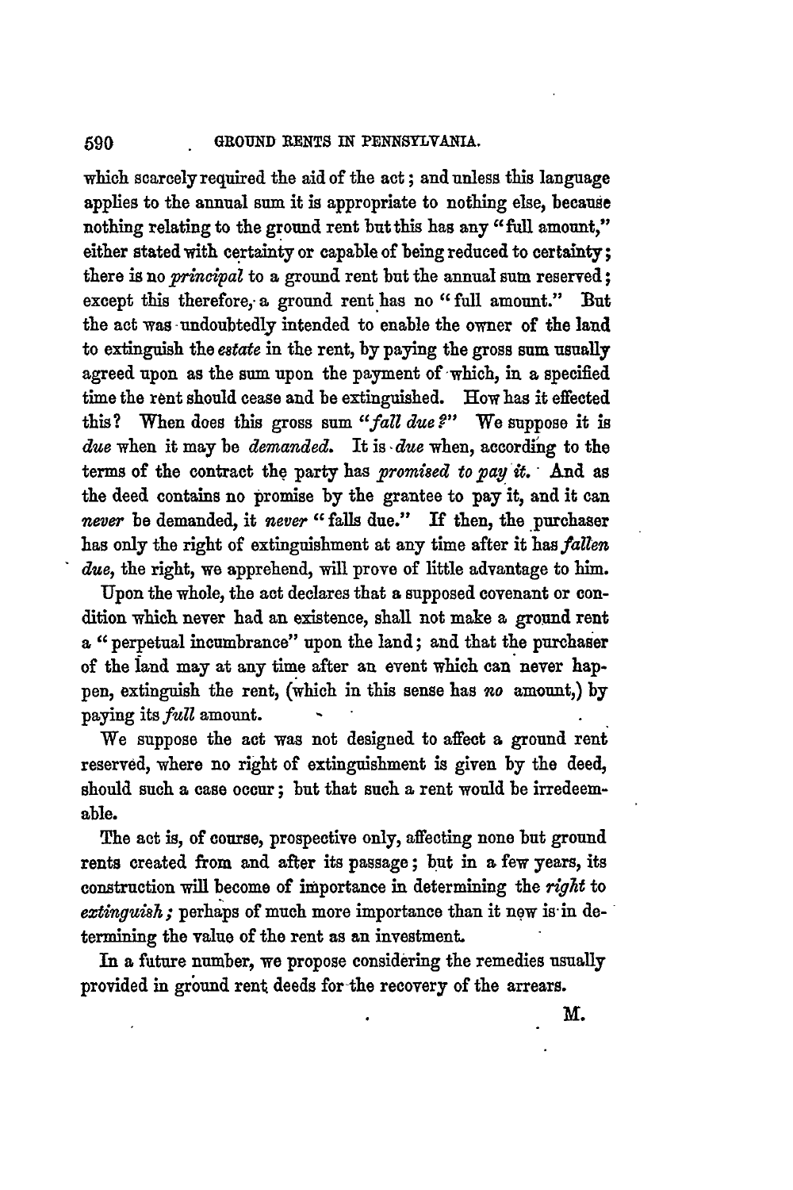which scarcely required the aid of the act; and unless this language applies to the annual sum it is appropriate to nothing else, because nothing relating to the ground rent but this has any "full amount," either stated with certainty or capable of being reduced to certainty; there is no *principal* to a ground rent but the annual sum reserved; except this therefore, a ground rent has no "full amount." But the act was undoubtedly intended to enable the owner of the land to extinguish the *estate* in the rent, by paying the gross sum usually agreed upon as the sum upon the payment of which, in a specified time the rent should cease and be extinguished. How has it effected this? When does this gross sum "*fall due?*" We suppose it is *due* when it may be *demanded*. It is *due* when, according to the terms of the contract the party has *promised to pay it*. And as the deed contains no promise by the grantee to pay it, and it can *never* be demanded, it *never* "falls due." If then, the purchaser has only the right of extinguishment at any time after it has *fallen due*, the right, we apprehend, will prove of little advantage to him.

Upon the whole, the act declares that a supposed covenant or condition which never had an existence, shall not make a ground rent a "perpetual incumbrance" upon the land; and that the purchaser of the land may at any time after an event which can never happen, extinguish the rent, (which in this sense has *no* amount,) by paying its *full* amount.

We suppose the act was not designed to affect a ground rent reserved, where no right of extinguishment is given by the deed, should such a case occur; but that such a rent would be irredeemable.

The act is, of course, prospective only, affecting none but ground rents created from and after its passage; but in a few years, its construction will become of importance in determining the *right* to *extinguish;* perhaps of much more importance than it now is in determining the value of the rent as an investment.

In a future number, we propose considering the remedies usually provided in ground rent deeds for the recovery of the arrears.

M.